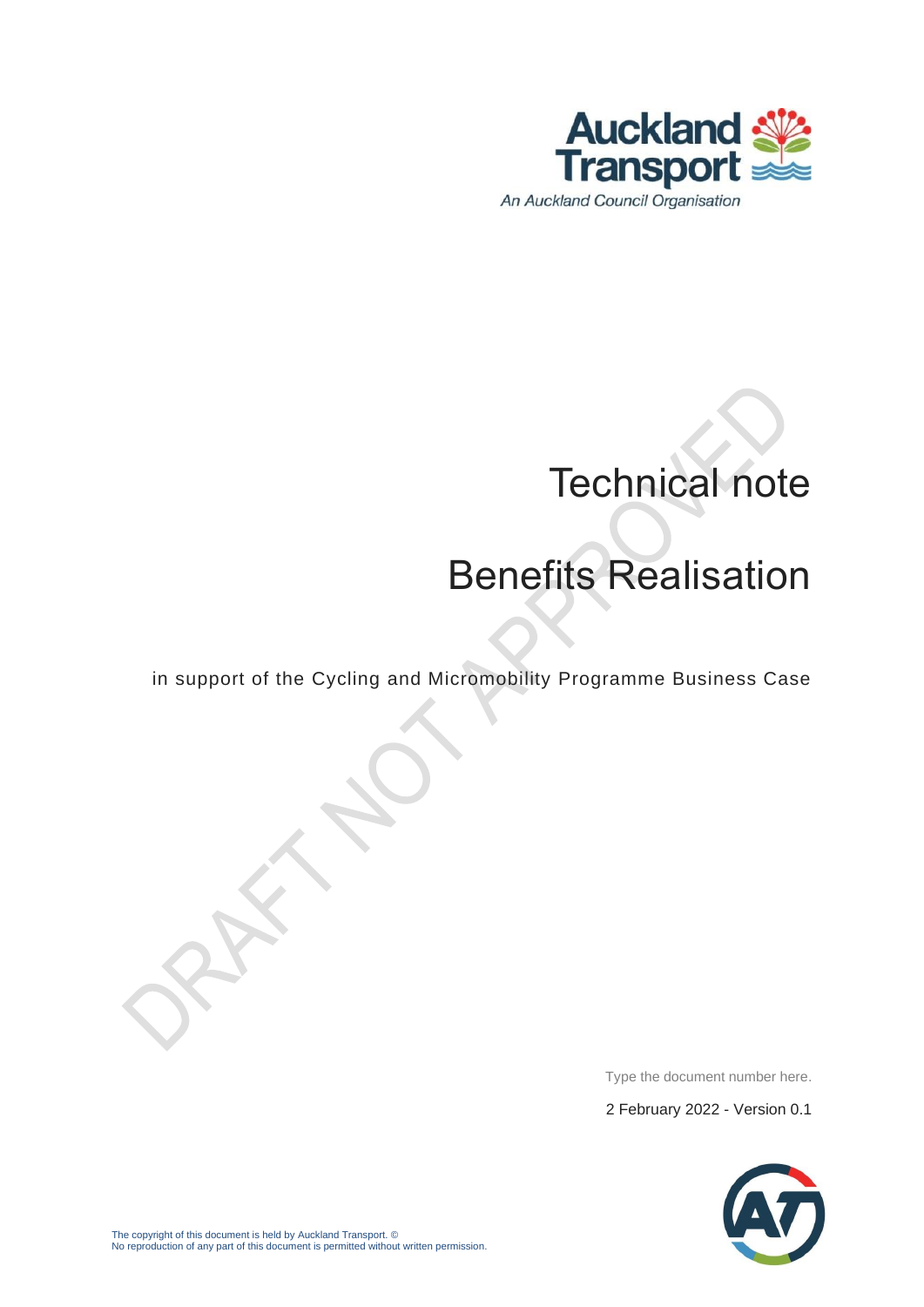Auckland Transport

An Auckland Council Organisation

# Technical note

# Benefits Realisation

in support of the Cycling and Micromobility Programme Business Case

DRAFT NOT APPROVED

Type the document number here.

2 February 2022 - Version 0.1

The copyright of this document is held by Auckland Transport. ©
No reproduction of any part of this document is permitted without written permission.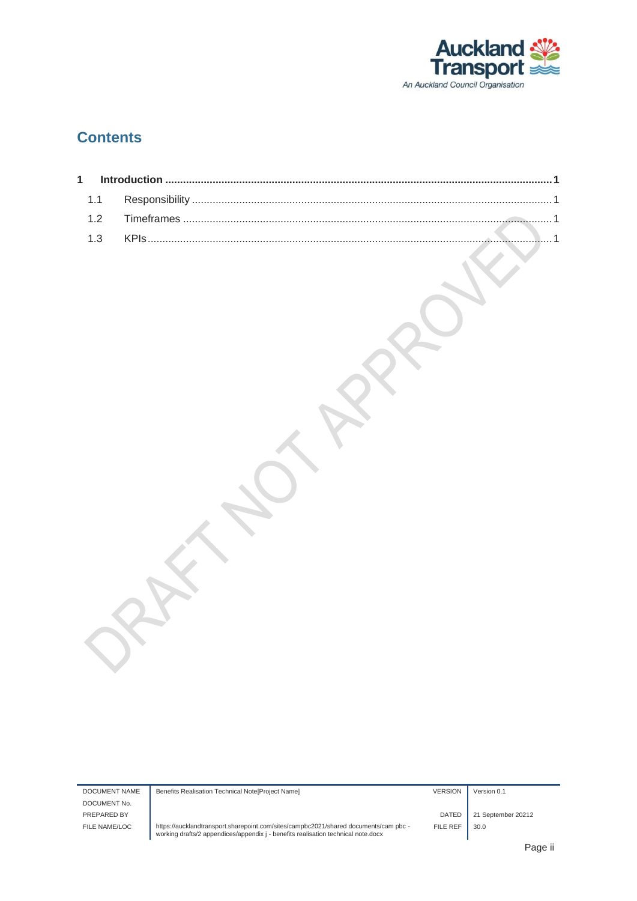# Contents

| | | |
|---|---|---|
| **1** | **Introduction** | **1** |
| 1.1 | Responsibility | 1 |
| 1.2 | Timeframes | 1 |
| 1.3 | KPIs | 1 |

DRAFT NOT APPROVED

| DOCUMENT NAME | Benefits Realisation Technical Note[Project Name] | VERSION | Version 0.1 |
|---|---|---|---|
| DOCUMENT No. | | | |
| PREPARED BY | | DATED | 21 September 20212 |
| FILE NAME/LOC | https://aucklandtransport.sharepoint.com/sites/campbc2021/shared documents/cam pbc - working drafts/2 appendices/appendix j - benefits realisation technical note.docx | FILE REF | 30.0 |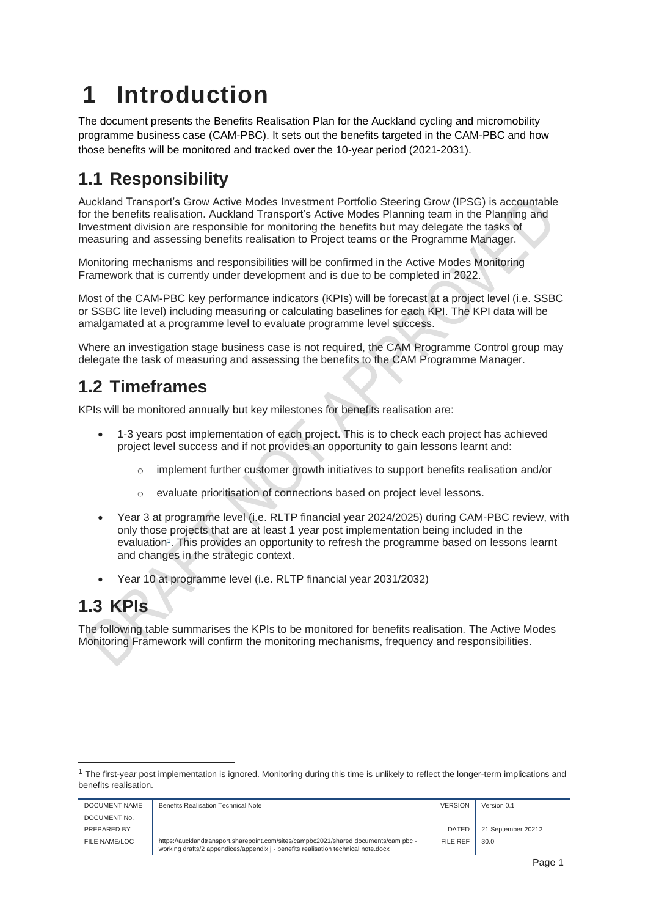# 1 Introduction

The document presents the Benefits Realisation Plan for the Auckland cycling and micromobility programme business case (CAM-PBC). It sets out the benefits targeted in the CAM-PBC and how those benefits will be monitored and tracked over the 10-year period (2021-2031).

## 1.1 Responsibility

Auckland Transport's Grow Active Modes Investment Portfolio Steering Grow (IPSG) is accountable for the benefits realisation. Auckland Transport's Active Modes Planning team in the Planning and Investment division are responsible for monitoring the benefits but may delegate the tasks of measuring and assessing benefits realisation to Project teams or the Programme Manager.

Monitoring mechanisms and responsibilities will be confirmed in the Active Modes Monitoring Framework that is currently under development and is due to be completed in 2022.

Most of the CAM-PBC key performance indicators (KPIs) will be forecast at a project level (i.e. SSBC or SSBC lite level) including measuring or calculating baselines for each KPI. The KPI data will be amalgamated at a programme level to evaluate programme level success.

Where an investigation stage business case is not required, the CAM Programme Control group may delegate the task of measuring and assessing the benefits to the CAM Programme Manager.

## 1.2 Timeframes

KPIs will be monitored annually but key milestones for benefits realisation are:

- 1-3 years post implementation of each project. This is to check each project has achieved project level success and if not provides an opportunity to gain lessons learnt and:
  - implement further customer growth initiatives to support benefits realisation and/or
  - evaluate prioritisation of connections based on project level lessons.
- Year 3 at programme level (i.e. RLTP financial year 2024/2025) during CAM-PBC review, with only those projects that are at least 1 year post implementation being included in the evaluation[1]. This provides an opportunity to refresh the programme based on lessons learnt and changes in the strategic context.
- Year 10 at programme level (i.e. RLTP financial year 2031/2032)

## 1.3 KPIs

The following table summarises the KPIs to be monitored for benefits realisation. The Active Modes Monitoring Framework will confirm the monitoring mechanisms, frequency and responsibilities.

[1] The first-year post implementation is ignored. Monitoring during this time is unlikely to reflect the longer-term implications and benefits realisation.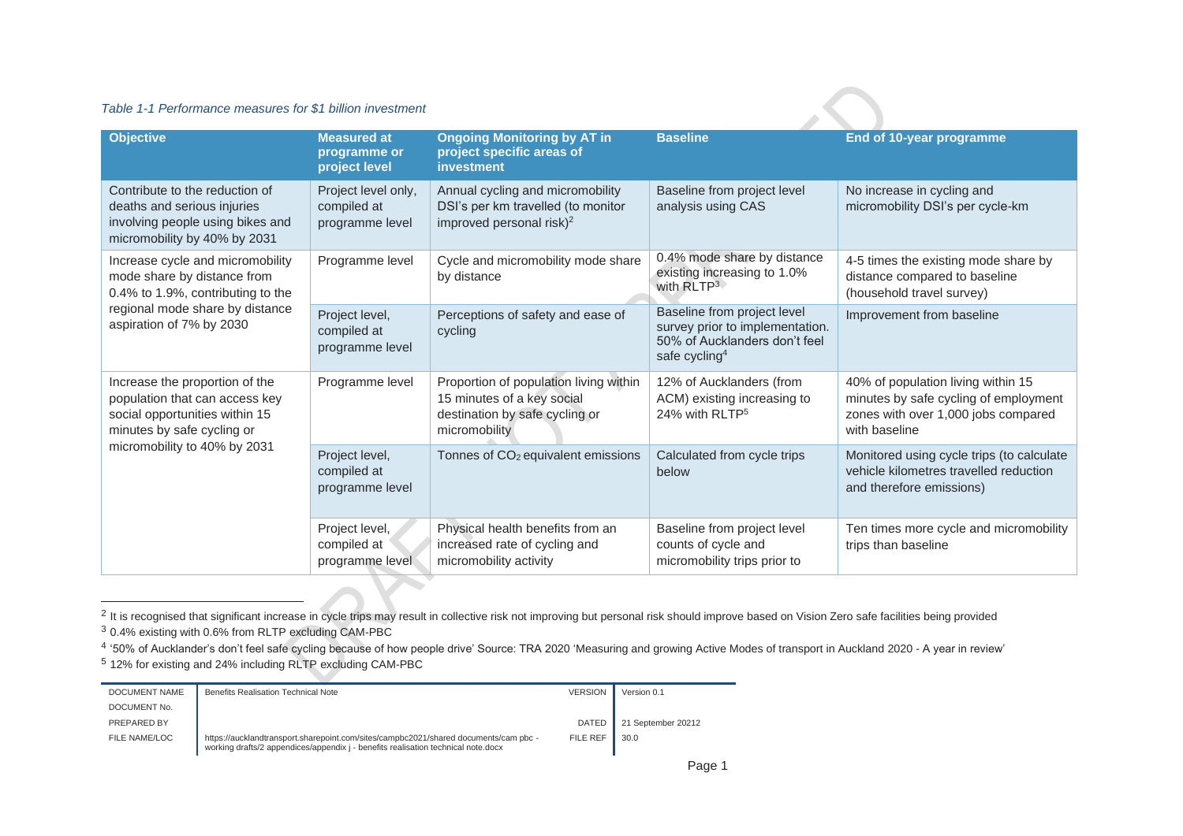*Table 1-1 Performance measures for $1 billion investment*

| Objective | Measured at programme or project level | Ongoing Monitoring by AT in project specific areas of investment | Baseline | End of 10-year programme |
|---|---|---|---|---|
| Contribute to the reduction of deaths and serious injuries involving people using bikes and micromobility by 40% by 2031 | Project level only, compiled at programme level | Annual cycling and micromobility DSI's per km travelled (to monitor improved personal risk)[2] | Baseline from project level analysis using CAS | No increase in cycling and micromobility DSI's per cycle-km |
| Increase cycle and micromobility mode share by distance from 0.4% to 1.9%, contributing to the regional mode share by distance aspiration of 7% by 2030 | Programme level | Cycle and micromobility mode share by distance | 0.4% mode share by distance existing increasing to 1.0% with RLTP[3] | 4-5 times the existing mode share by distance compared to baseline (household travel survey) |
| | Project level, compiled at programme level | Perceptions of safety and ease of cycling | Baseline from project level survey prior to implementation. 50% of Aucklanders don't feel safe cycling[4] | Improvement from baseline |
| Increase the proportion of the population that can access key social opportunities within 15 minutes by safe cycling or micromobility to 40% by 2031 | Programme level | Proportion of population living within 15 minutes of a key social destination by safe cycling or micromobility | 12% of Aucklanders (from ACM) existing increasing to 24% with RLTP[5] | 40% of population living within 15 minutes by safe cycling of employment zones with over 1,000 jobs compared with baseline |
| | Project level, compiled at programme level | Tonnes of $CO_2$ equivalent emissions | Calculated from cycle trips below | Monitored using cycle trips (to calculate vehicle kilometres travelled reduction and therefore emissions) |
| | Project level, compiled at programme level | Physical health benefits from an increased rate of cycling and micromobility activity | Baseline from project level counts of cycle and micromobility trips prior to | Ten times more cycle and micromobility trips than baseline |

[2] It is recognised that significant increase in cycle trips may result in collective risk not improving but personal risk should improve based on Vision Zero safe facilities being provided

[3] 0.4% existing with 0.6% from RLTP excluding CAM-PBC

[4] '50% of Auckland's don't feel safe cycling because of how people drive' Source: TRA 2020 'Measuring and growing Active Modes of transport in Auckland 2020 - A year in review'

[5] 12% for existing and 24% including RLTP excluding CAM-PBC

| DOCUMENT NAME | Benefits Realisation Technical Note | VERSION | Version 0.1 |
|---|---|---|---|
| DOCUMENT No. | | | |
| PREPARED BY | | DATED | 21 September 20212 |
| FILE NAME/LOC | https://aucklandtransport.sharepoint.com/sites/campbc2021/shared documents/cam pbc - working drafts/2 appendices/appendix j - benefits realisation technical note.docx | FILE REF | 30.0 |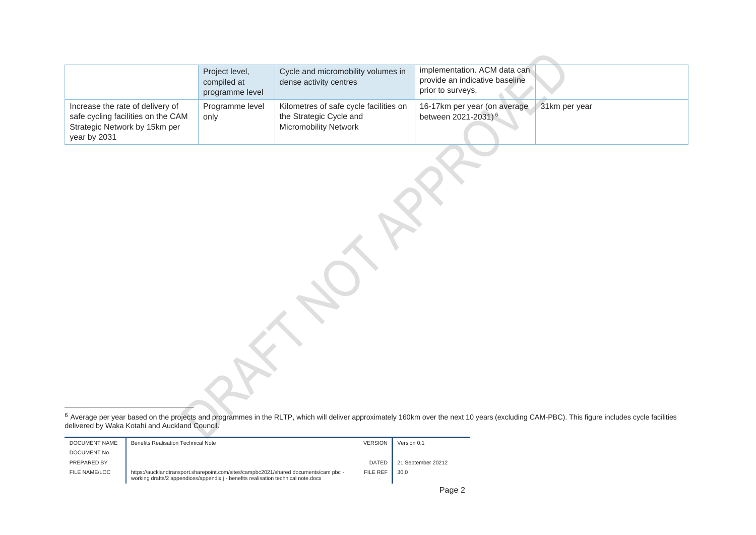| | | | | |
|---|---|---|---|---|
| | Project level, compiled at programme level | Cycle and micromobility volumes in dense activity centres | implementation. ACM data can provide an indicative baseline prior to surveys. | |
| Increase the rate of delivery of safe cycling facilities on the CAM Strategic Network by 15km per year by 2031 | Programme level only | Kilometres of safe cycle facilities on the Strategic Cycle and Micromobility Network | 16-17km per year (on average between 2021-2031)[6] | 31km per year |

DRAFT NOT APPROVED

[6] Average per year based on the projects and programmes in the RLTP, which will deliver approximately 160km over the next 10 years (excluding CAM-PBC). This figure includes cycle facilities delivered by Waka Kotahi and Auckland Council.

| | | | |
|---|---|---|---|
| DOCUMENT NAME | Benefits Realisation Technical Note | VERSION | Version 0.1 |
| DOCUMENT No. | | | |
| PREPARED BY | | DATED | 21 September 20212 |
| FILE NAME/LOC | https://aucklandtransport.sharepoint.com/sites/campbc2021/shared documents/cam pbc - working drafts/2 appendices/appendix j - benefits realisation technical note.docx | FILE REF | 30.0 |